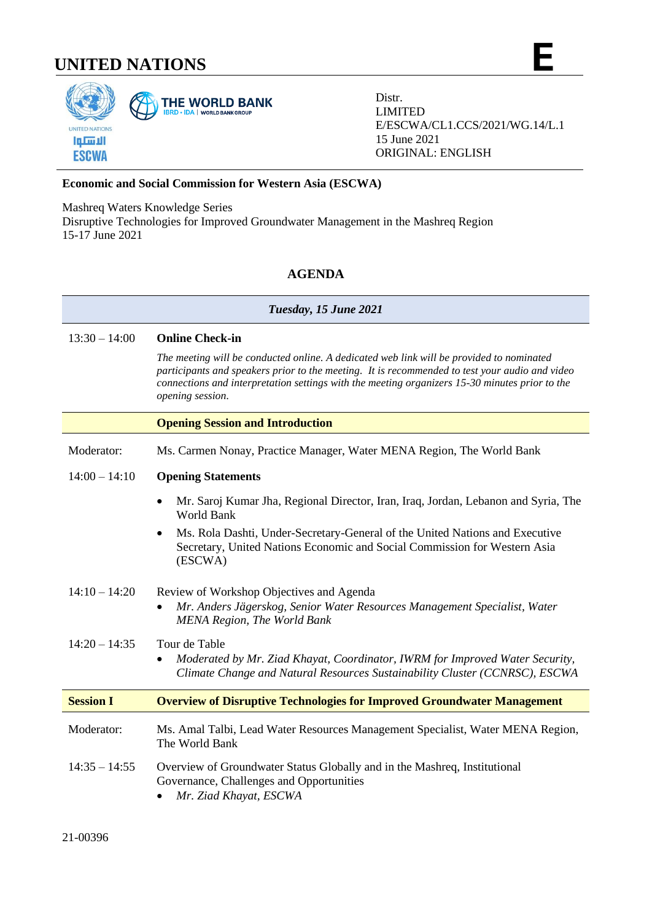# UNITED NATIONS

**E**

Distr.
LIMITED
E/ESCWA/CL1.CCS/2021/WG.14/L.1
15 June 2021
ORIGINAL: ENGLISH

**Economic and Social Commission for Western Asia (ESCWA)**

Mashreq Waters Knowledge Series
Disruptive Technologies for Improved Groundwater Management in the Mashreq Region
15-17 June 2021

## AGENDA

***Tuesday, 15 June 2021***

| | |
|---|---|
| 13:30 – 14:00 | **Online Check-in**<br>*The meeting will be conducted online. A dedicated web link will be provided to nominated participants and speakers prior to the meeting. It is recommended to test your audio and video connections and interpretation settings with the meeting organizers 15-30 minutes prior to the opening session.* |
| | **Opening Session and Introduction** |
| Moderator: | Ms. Carmen Nonay, Practice Manager, Water MENA Region, The World Bank |
| 14:00 – 14:10 | **Opening Statements**<br>• Mr. Saroj Kumar Jha, Regional Director, Iran, Iraq, Jordan, Lebanon and Syria, The World Bank<br>• Ms. Rola Dashti, Under-Secretary-General of the United Nations and Executive Secretary, United Nations Economic and Social Commission for Western Asia (ESCWA) |
| 14:10 – 14:20 | Review of Workshop Objectives and Agenda<br>• *Mr. Anders Jägerskog, Senior Water Resources Management Specialist, Water MENA Region, The World Bank* |
| 14:20 – 14:35 | Tour de Table<br>• *Moderated by Mr. Ziad Khayat, Coordinator, IWRM for Improved Water Security, Climate Change and Natural Resources Sustainability Cluster (CCNRSC), ESCWA* |
| **Session I** | **Overview of Disruptive Technologies for Improved Groundwater Management** |
| Moderator: | Ms. Amal Talbi, Lead Water Resources Management Specialist, Water MENA Region, The World Bank |
| 14:35 – 14:55 | Overview of Groundwater Status Globally and in the Mashreq, Institutional Governance, Challenges and Opportunities<br>• *Mr. Ziad Khayat, ESCWA* |

21-00396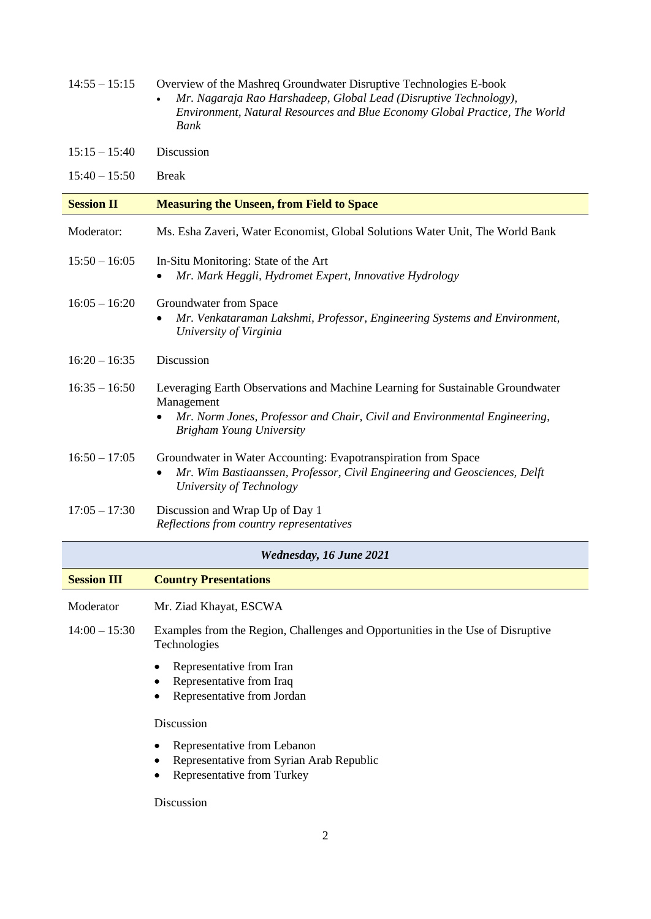| | |
|---|---|
| 14:55 – 15:15 | Overview of the Mashreq Groundwater Disruptive Technologies E-book<br>• *Mr. Nagaraja Rao Harshadeep, Global Lead (Disruptive Technology), Environment, Natural Resources and Blue Economy Global Practice, The World Bank* |
| 15:15 – 15:40 | Discussion |
| 15:40 – 15:50 | Break |

| **Session II** | **Measuring the Unseen, from Field to Space** |
|---|---|
| Moderator: | Ms. Esha Zaveri, Water Economist, Global Solutions Water Unit, The World Bank |
| 15:50 – 16:05 | In-Situ Monitoring: State of the Art<br>• *Mr. Mark Heggli, Hydromet Expert, Innovative Hydrology* |
| 16:05 – 16:20 | Groundwater from Space<br>• *Mr. Venkataraman Lakshmi, Professor, Engineering Systems and Environment, University of Virginia* |
| 16:20 – 16:35 | Discussion |
| 16:35 – 16:50 | Leveraging Earth Observations and Machine Learning for Sustainable Groundwater Management<br>• *Mr. Norm Jones, Professor and Chair, Civil and Environmental Engineering, Brigham Young University* |
| 16:50 – 17:05 | Groundwater in Water Accounting: Evapotranspiration from Space<br>• *Mr. Wim Bastiaanssen, Professor, Civil Engineering and Geosciences, Delft University of Technology* |
| 17:05 – 17:30 | Discussion and Wrap Up of Day 1<br>*Reflections from country representatives* |

***Wednesday, 16 June 2021***

| **Session III** | **Country Presentations** |
|---|---|
| Moderator | Mr. Ziad Khayat, ESCWA |
| 14:00 – 15:30 | Examples from the Region, Challenges and Opportunities in the Use of Disruptive Technologies<br>• Representative from Iran<br>• Representative from Iraq<br>• Representative from Jordan<br><br>Discussion<br><br>• Representative from Lebanon<br>• Representative from Syrian Arab Republic<br>• Representative from Turkey<br><br>Discussion |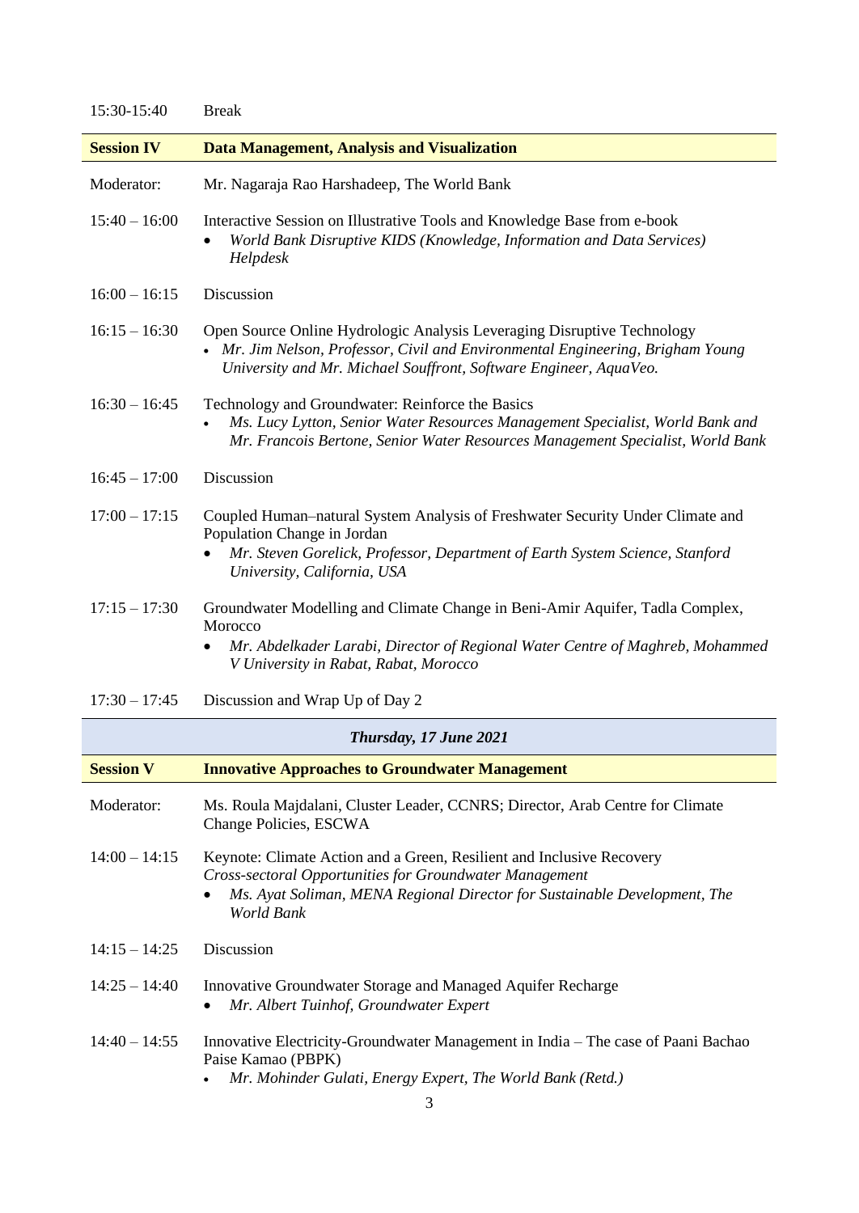| | |
|---|---|
| 15:30-15:40 | Break |
| **Session IV** | **Data Management, Analysis and Visualization** |
| Moderator: | Mr. Nagaraja Rao Harshadeep, The World Bank |
| 15:40 – 16:00 | Interactive Session on Illustrative Tools and Knowledge Base from e-book<br>• *World Bank Disruptive KIDS (Knowledge, Information and Data Services) Helpdesk* |
| 16:00 – 16:15 | Discussion |
| 16:15 – 16:30 | Open Source Online Hydrologic Analysis Leveraging Disruptive Technology<br>• *Mr. Jim Nelson, Professor, Civil and Environmental Engineering, Brigham Young University and Mr. Michael Souffront, Software Engineer, AquaVeo.* |
| 16:30 – 16:45 | Technology and Groundwater: Reinforce the Basics<br>• *Ms. Lucy Lytton, Senior Water Resources Management Specialist, World Bank and Mr. Francois Bertone, Senior Water Resources Management Specialist, World Bank* |
| 16:45 – 17:00 | Discussion |
| 17:00 – 17:15 | Coupled Human–natural System Analysis of Freshwater Security Under Climate and Population Change in Jordan<br>• *Mr. Steven Gorelick, Professor, Department of Earth System Science, Stanford University, California, USA* |
| 17:15 – 17:30 | Groundwater Modelling and Climate Change in Beni-Amir Aquifer, Tadla Complex, Morocco<br>• *Mr. Abdelkader Larabi, Director of Regional Water Centre of Maghreb, Mohammed V University in Rabat, Rabat, Morocco* |
| 17:30 – 17:45 | Discussion and Wrap Up of Day 2 |

***Thursday, 17 June 2021***

| | |
|---|---|
| **Session V** | **Innovative Approaches to Groundwater Management** |
| Moderator: | Ms. Roula Majdalani, Cluster Leader, CCNRS; Director, Arab Centre for Climate Change Policies, ESCWA |
| 14:00 – 14:15 | Keynote: Climate Action and a Green, Resilient and Inclusive Recovery<br>*Cross-sectoral Opportunities for Groundwater Management*<br>• *Ms. Ayat Soliman, MENA Regional Director for Sustainable Development, The World Bank* |
| 14:15 – 14:25 | Discussion |
| 14:25 – 14:40 | Innovative Groundwater Storage and Managed Aquifer Recharge<br>• *Mr. Albert Tuinhof, Groundwater Expert* |
| 14:40 – 14:55 | Innovative Electricity-Groundwater Management in India – The case of Paani Bachao Paise Kamao (PBPK)<br>• *Mr. Mohinder Gulati, Energy Expert, The World Bank (Retd.)* |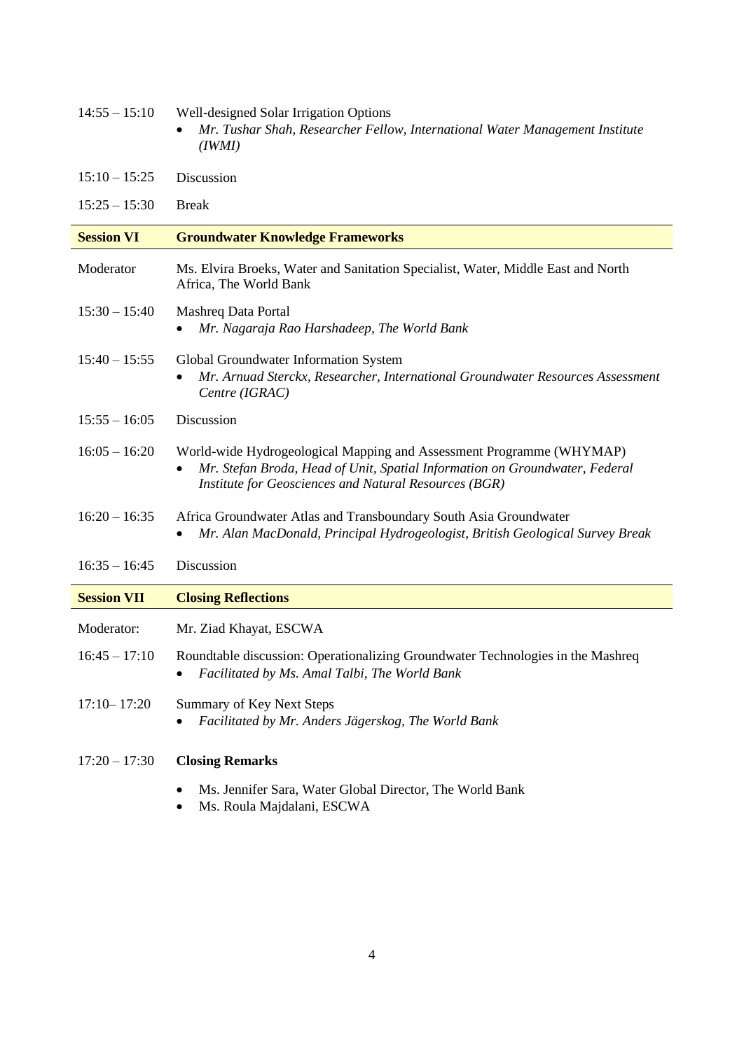| | |
|---|---|
| 14:55 – 15:10 | Well-designed Solar Irrigation Options<br>• *Mr. Tushar Shah, Researcher Fellow, International Water Management Institute (IWMI)* |
| 15:10 – 15:25 | Discussion |
| 15:25 – 15:30 | Break |
| **Session VI** | **Groundwater Knowledge Frameworks** |
| Moderator | Ms. Elvira Broeks, Water and Sanitation Specialist, Water, Middle East and North Africa, The World Bank |
| 15:30 – 15:40 | Mashreq Data Portal<br>• *Mr. Nagaraja Rao Harshadeep, The World Bank* |
| 15:40 – 15:55 | Global Groundwater Information System<br>• *Mr. Arnuad Sterckx, Researcher, International Groundwater Resources Assessment Centre (IGRAC)* |
| 15:55 – 16:05 | Discussion |
| 16:05 – 16:20 | World-wide Hydrogeological Mapping and Assessment Programme (WHYMAP)<br>• *Mr. Stefan Broda, Head of Unit, Spatial Information on Groundwater, Federal Institute for Geosciences and Natural Resources (BGR)* |
| 16:20 – 16:35 | Africa Groundwater Atlas and Transboundary South Asia Groundwater<br>• *Mr. Alan MacDonald, Principal Hydrogeologist, British Geological Survey Break* |
| 16:35 – 16:45 | Discussion |
| **Session VII** | **Closing Reflections** |
| Moderator: | Mr. Ziad Khayat, ESCWA |
| 16:45 – 17:10 | Roundtable discussion: Operationalizing Groundwater Technologies in the Mashreq<br>• *Facilitated by Ms. Amal Talbi, The World Bank* |
| 17:10– 17:20 | Summary of Key Next Steps<br>• *Facilitated by Mr. Anders Jägerskog, The World Bank* |
| 17:20 – 17:30 | **Closing Remarks**<br>• Ms. Jennifer Sara, Water Global Director, The World Bank<br>• Ms. Roula Majdalani, ESCWA |